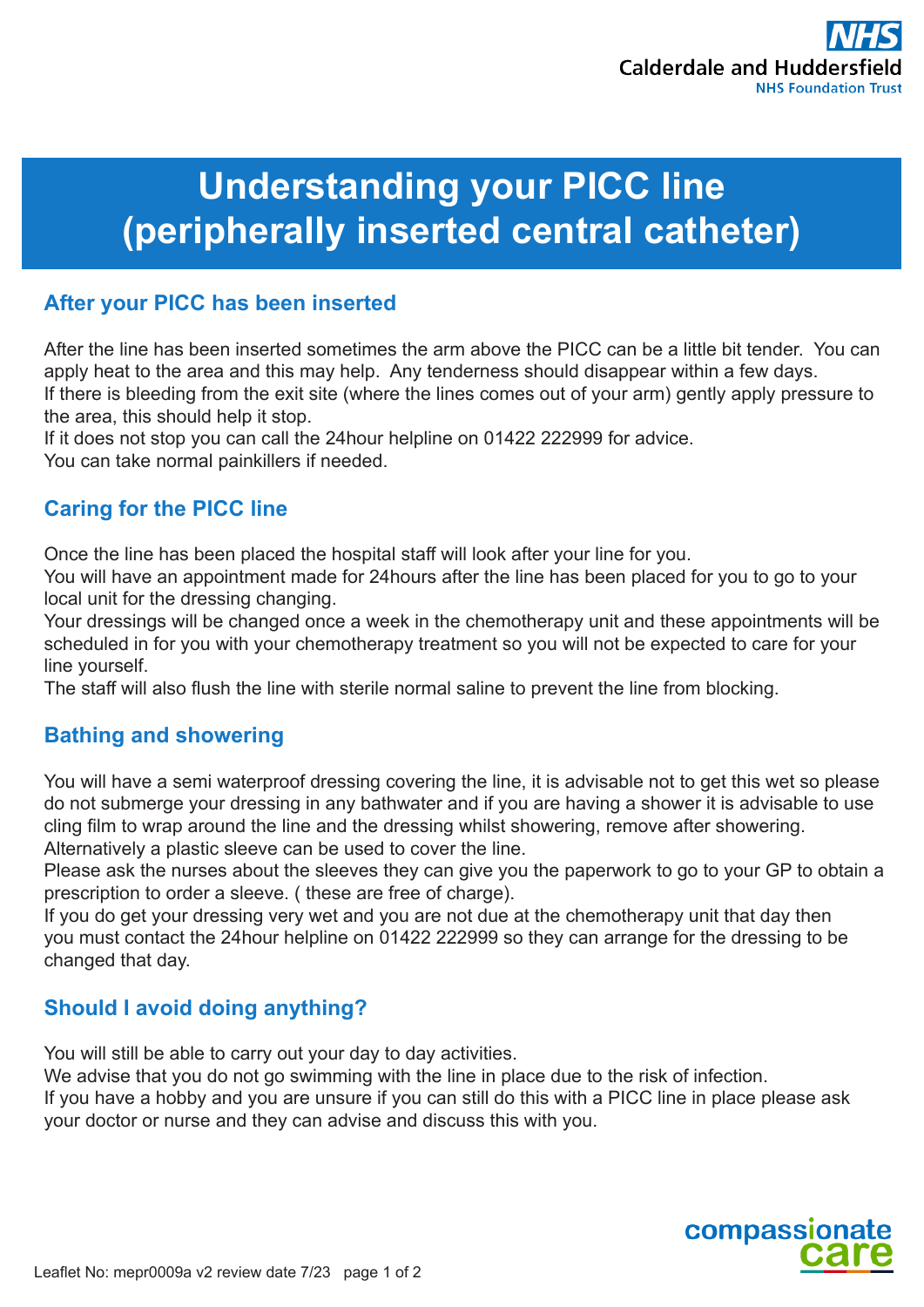Calderdale and Huddersfield NHS Foundation Trust

# Understanding your PICC line (peripherally inserted central catheter)

## After your PICC has been inserted

After the line has been inserted sometimes the arm above the PICC can be a little bit tender. You can apply heat to the area and this may help. Any tenderness should disappear within a few days.
If there is bleeding from the exit site (where the lines comes out of your arm) gently apply pressure to the area, this should help it stop.
If it does not stop you can call the 24hour helpline on 01422 222999 for advice.
You can take normal painkillers if needed.

## Caring for the PICC line

Once the line has been placed the hospital staff will look after your line for you.
You will have an appointment made for 24hours after the line has been placed for you to go to your local unit for the dressing changing.
Your dressings will be changed once a week in the chemotherapy unit and these appointments will be scheduled in for you with your chemotherapy treatment so you will not be expected to care for your line yourself.
The staff will also flush the line with sterile normal saline to prevent the line from blocking.

## Bathing and showering

You will have a semi waterproof dressing covering the line, it is advisable not to get this wet so please do not submerge your dressing in any bathwater and if you are having a shower it is advisable to use cling film to wrap around the line and the dressing whilst showering, remove after showering.
Alternatively a plastic sleeve can be used to cover the line.
Please ask the nurses about the sleeves they can give you the paperwork to go to your GP to obtain a prescription to order a sleeve. ( these are free of charge).
If you do get your dressing very wet and you are not due at the chemotherapy unit that day then you must contact the 24hour helpline on 01422 222999 so they can arrange for the dressing to be changed that day.

## Should I avoid doing anything?

You will still be able to carry out your day to day activities.
We advise that you do not go swimming with the line in place due to the risk of infection.
If you have a hobby and you are unsure if you can still do this with a PICC line in place please ask your doctor or nurse and they can advise and discuss this with you.

Leaflet No: mepr0009a v2 review date 7/23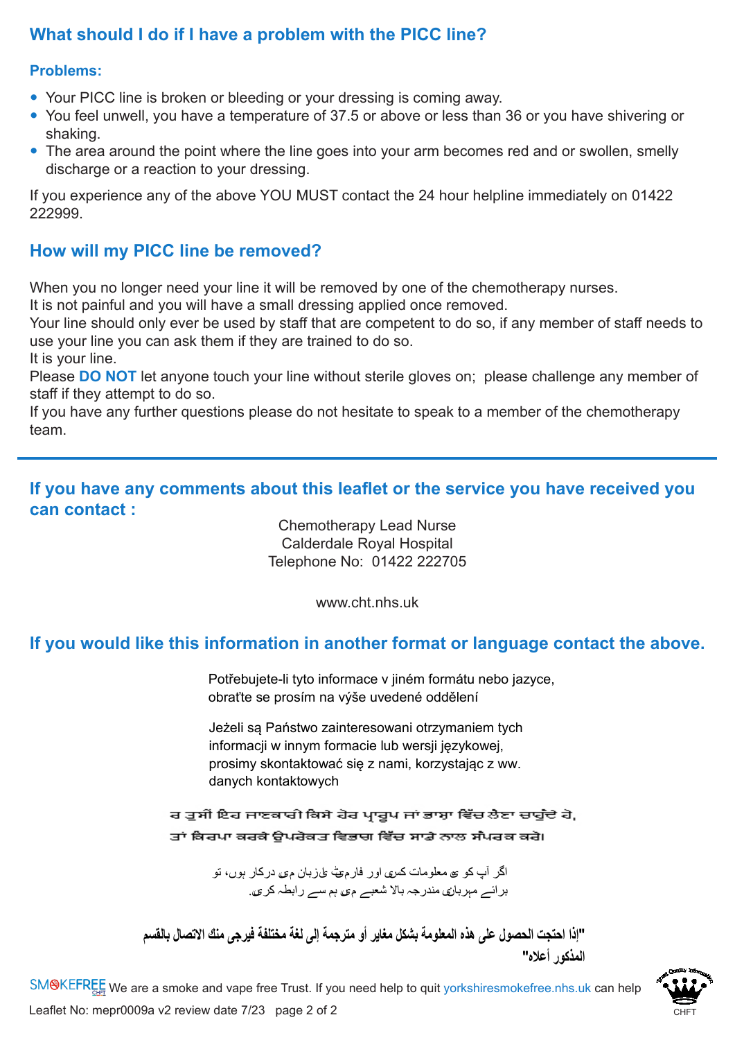## What should I do if I have a problem with the PICC line?

### Problems:

- Your PICC line is broken or bleeding or your dressing is coming away.
- You feel unwell, you have a temperature of 37.5 or above or less than 36 or you have shivering or shaking.
- The area around the point where the line goes into your arm becomes red and or swollen, smelly discharge or a reaction to your dressing.

If you experience any of the above YOU MUST contact the 24 hour helpline immediately on 01422 222999.

## How will my PICC line be removed?

When you no longer need your line it will be removed by one of the chemotherapy nurses.
It is not painful and you will have a small dressing applied once removed.
Your line should only ever be used by staff that are competent to do so, if any member of staff needs to use your line you can ask them if they are trained to do so.
It is your line.
Please **DO NOT** let anyone touch your line without sterile gloves on; please challenge any member of staff if they attempt to do so.
If you have any further questions please do not hesitate to speak to a member of the chemotherapy team.

---

## If you have any comments about this leaflet or the service you have received you can contact :

Chemotherapy Lead Nurse
Calderdale Royal Hospital
Telephone No: 01422 222705

www.cht.nhs.uk

## If you would like this information in another format or language contact the above.

Potřebujete-li tyto informace v jiném formátu nebo jazyce, obraťte se prosím na výše uvedené oddělení

Jeżeli są Państwo zainteresowani otrzymaniem tych informacji w innym formacie lub wersji językowej, prosimy skontaktować się z nami, korzystając z ww. danych kontaktowych

ਜੇ ਤੁਸੀਂ ਇਹ ਜਾਣਕਾਰੀ ਕਿਸੇ ਹੋਰ ਪ੍ਰਾਰੂਪ ਜਾਂ ਭਾਸ਼ਾ ਵਿੱਚ ਲੈਣਾ ਚਾਹੁੰਦੇ ਹੋ, ਤਾਂ ਕਿਰਪਾ ਕਰਕੇ ਉਪਰੋਕਤ ਵਿਭਾਗ ਵਿੱਚ ਸਾਡੇ ਨਾਲ ਸੰਪਰਕ ਕਰੋ।

اگر آپ کو یہ معلومات کسی اور فارمیٹ یا زبان میں درکار ہوں، تو برائے مہربانی مندرجہ بالا شعبے میں ہم سے رابطہ کریں۔

"إذا احتجت الحصول على هذه المعلومة بشكل مغاير أو مترجمة إلى لغة مختلفة فيرجى منك الاتصال بالقسم المذكور أعلاه"

SMOKEFREE We are a smoke and vape free Trust. If you need help to quit yorkshiresmokefree.nhs.uk can help

Leaflet No: mepr0009a v2 review date 7/23